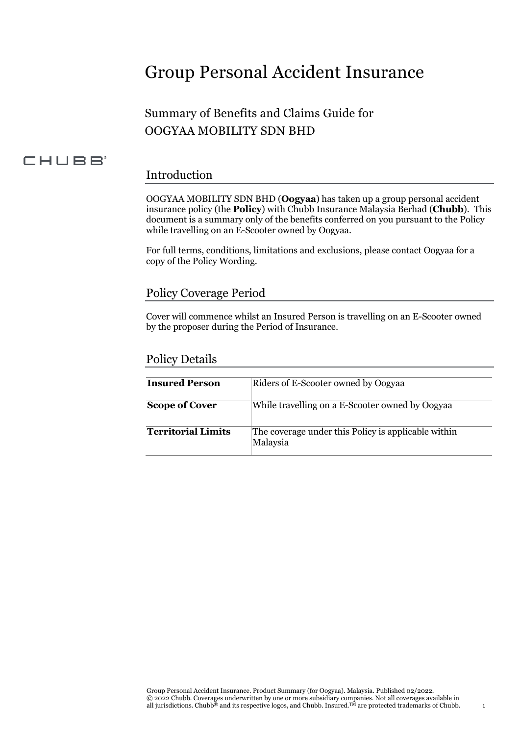# Group Personal Accident Insurance

## Summary of Benefits and Claims Guide for OOGYAA MOBILITY SDN BHD

CHUBB

## Introduction

OOGYAA MOBILITY SDN BHD (**Oogyaa**) has taken up a group personal accident insurance policy (the **Policy**) with Chubb Insurance Malaysia Berhad (**Chubb**). This document is a summary only of the benefits conferred on you pursuant to the Policy while travelling on an E-Scooter owned by Oogyaa.

For full terms, conditions, limitations and exclusions, please contact Oogyaa for a copy of the Policy Wording.

## Policy Coverage Period

Cover will commence whilst an Insured Person is travelling on an E-Scooter owned by the proposer during the Period of Insurance.

## Policy Details

| | |
|---|---|
| **Insured Person** | Riders of E-Scooter owned by Oogyaa |
| **Scope of Cover** | While travelling on a E-Scooter owned by Oogyaa |
| **Territorial Limits** | The coverage under this Policy is applicable within Malaysia |

Group Personal Accident Insurance. Product Summary (for Oogyaa). Malaysia. Published 02/2022.
© 2022 Chubb. Coverages underwritten by one or more subsidiary companies. Not all coverages available in all jurisdictions. Chubb® and its respective logos, and Chubb. Insured.™ are protected trademarks of Chubb.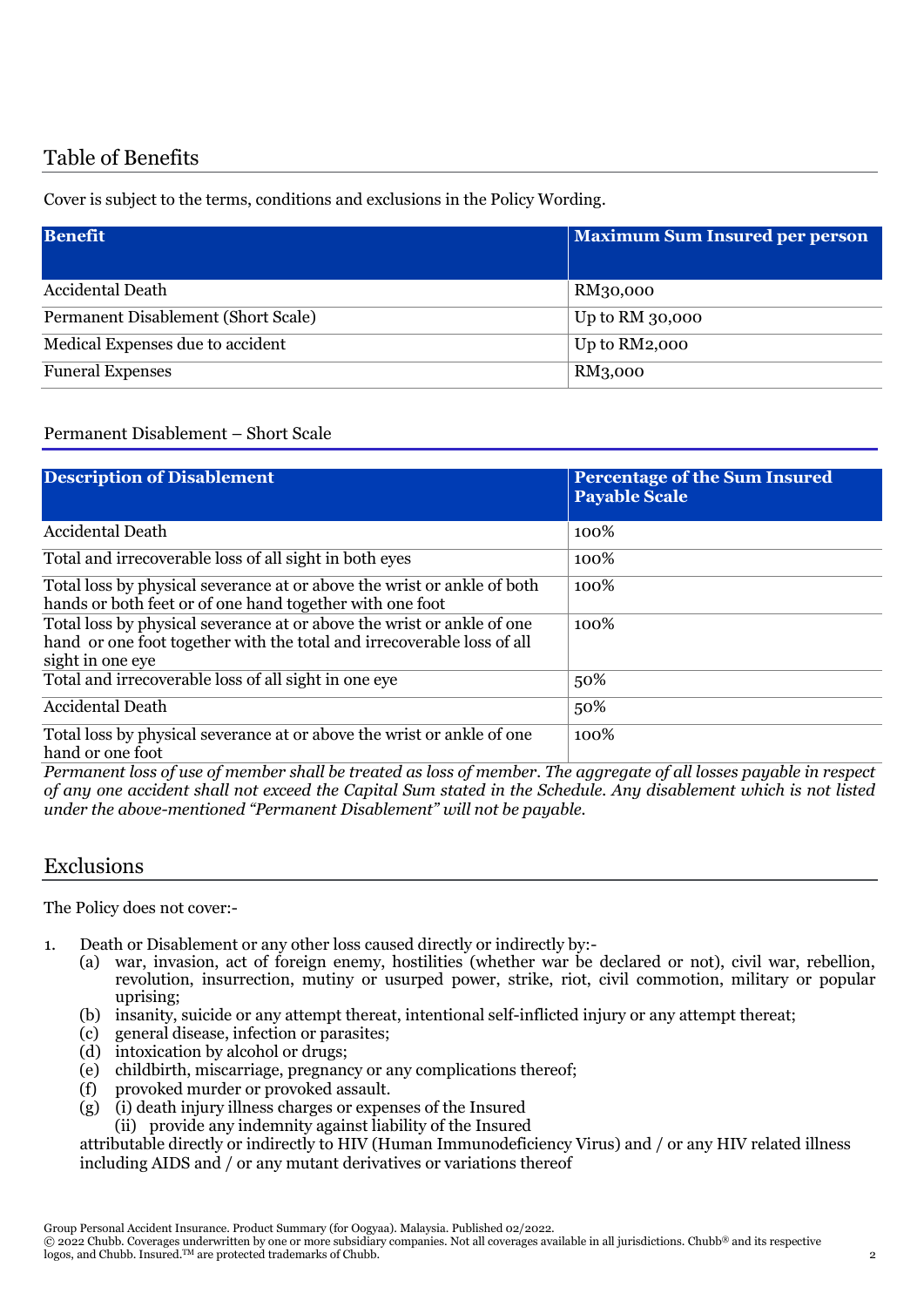## Table of Benefits

Cover is subject to the terms, conditions and exclusions in the Policy Wording.

| Benefit | Maximum Sum Insured per person |
|---|---|
| Accidental Death | RM30,000 |
| Permanent Disablement (Short Scale) | Up to RM 30,000 |
| Medical Expenses due to accident | Up to RM2,000 |
| Funeral Expenses | RM3,000 |

### Permanent Disablement – Short Scale

| Description of Disablement | Percentage of the Sum Insured Payable Scale |
|---|---|
| Accidental Death | 100% |
| Total and irrecoverable loss of all sight in both eyes | 100% |
| Total loss by physical severance at or above the wrist or ankle of both hands or both feet or of one hand together with one foot | 100% |
| Total loss by physical severance at or above the wrist or ankle of one hand or one foot together with the total and irrecoverable loss of all sight in one eye | 100% |
| Total and irrecoverable loss of all sight in one eye | 50% |
| Accidental Death | 50% |
| Total loss by physical severance at or above the wrist or ankle of one hand or one foot | 100% |

*Permanent loss of use of member shall be treated as loss of member. The aggregate of all losses payable in respect of any one accident shall not exceed the Capital Sum stated in the Schedule. Any disablement which is not listed under the above-mentioned "Permanent Disablement" will not be payable.*

## Exclusions

The Policy does not cover:-

1. Death or Disablement or any other loss caused directly or indirectly by:-
   (a) war, invasion, act of foreign enemy, hostilities (whether war be declared or not), civil war, rebellion, revolution, insurrection, mutiny or usurped power, strike, riot, civil commotion, military or popular uprising;
   (b) insanity, suicide or any attempt thereat, intentional self-inflicted injury or any attempt thereat;
   (c) general disease, infection or parasites;
   (d) intoxication by alcohol or drugs;
   (e) childbirth, miscarriage, pregnancy or any complications thereof;
   (f) provoked murder or provoked assault.
   (g) (i) death injury illness charges or expenses of the Insured
       (ii) provide any indemnity against liability of the Insured

   attributable directly or indirectly to HIV (Human Immunodeficiency Virus) and / or any HIV related illness including AIDS and / or any mutant derivatives or variations thereof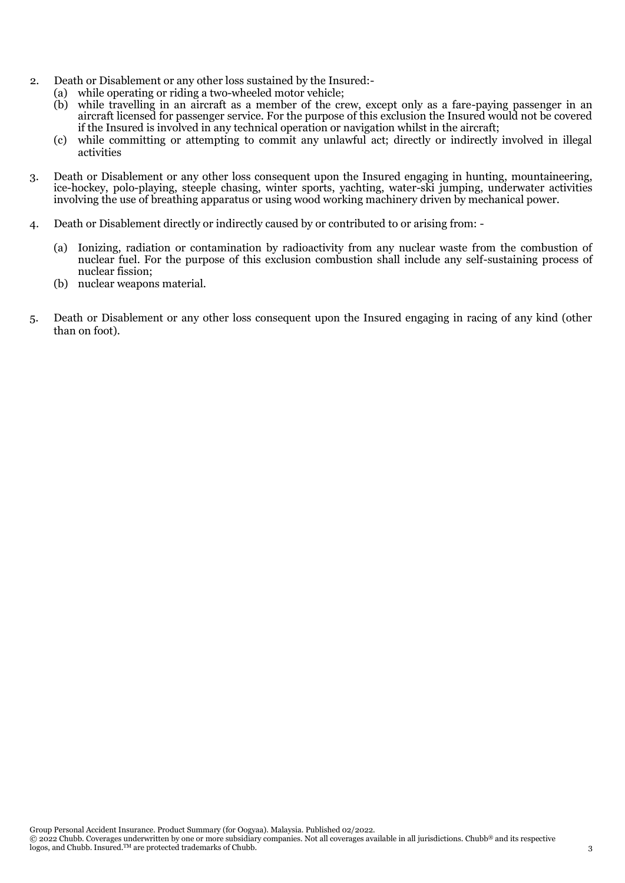2. Death or Disablement or any other loss sustained by the Insured:-
   (a) while operating or riding a two-wheeled motor vehicle;
   (b) while travelling in an aircraft as a member of the crew, except only as a fare-paying passenger in an aircraft licensed for passenger service. For the purpose of this exclusion the Insured would not be covered if the Insured is involved in any technical operation or navigation whilst in the aircraft;
   (c) while committing or attempting to commit any unlawful act; directly or indirectly involved in illegal activities

3. Death or Disablement or any other loss consequent upon the Insured engaging in hunting, mountaineering, ice-hockey, polo-playing, steeple chasing, winter sports, yachting, water-ski jumping, underwater activities involving the use of breathing apparatus or using wood working machinery driven by mechanical power.

4. Death or Disablement directly or indirectly caused by or contributed to or arising from: -

   (a) Ionizing, radiation or contamination by radioactivity from any nuclear waste from the combustion of nuclear fuel. For the purpose of this exclusion combustion shall include any self-sustaining process of nuclear fission;
   (b) nuclear weapons material.

5. Death or Disablement or any other loss consequent upon the Insured engaging in racing of any kind (other than on foot).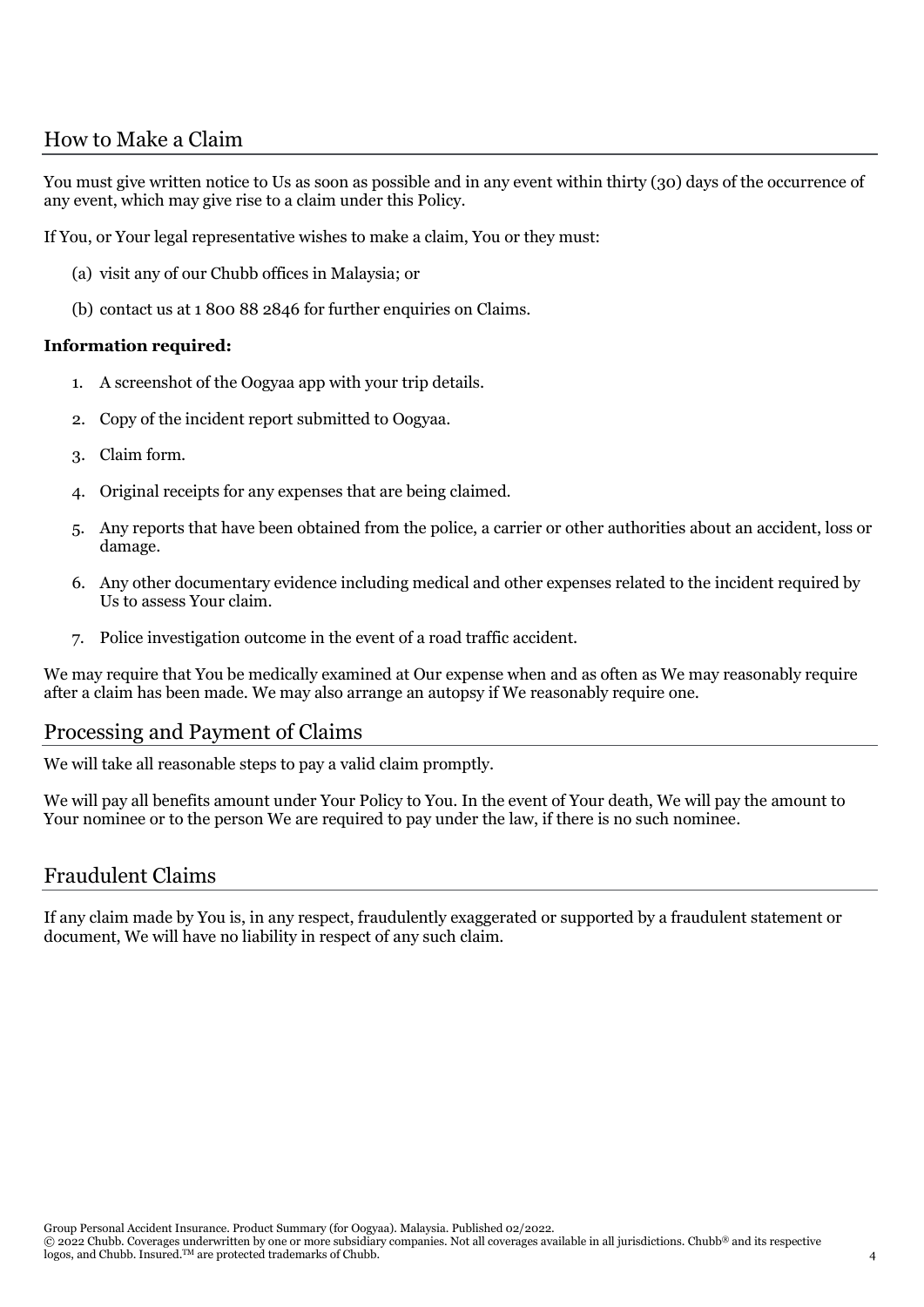## How to Make a Claim

You must give written notice to Us as soon as possible and in any event within thirty (30) days of the occurrence of any event, which may give rise to a claim under this Policy.

If You, or Your legal representative wishes to make a claim, You or they must:

(a) visit any of our Chubb offices in Malaysia; or

(b) contact us at 1 800 88 2846 for further enquiries on Claims.

**Information required:**

1. A screenshot of the Oogyaa app with your trip details.
2. Copy of the incident report submitted to Oogyaa.
3. Claim form.
4. Original receipts for any expenses that are being claimed.
5. Any reports that have been obtained from the police, a carrier or other authorities about an accident, loss or damage.
6. Any other documentary evidence including medical and other expenses related to the incident required by Us to assess Your claim.
7. Police investigation outcome in the event of a road traffic accident.

We may require that You be medically examined at Our expense when and as often as We may reasonably require after a claim has been made. We may also arrange an autopsy if We reasonably require one.

## Processing and Payment of Claims

We will take all reasonable steps to pay a valid claim promptly.

We will pay all benefits amount under Your Policy to You. In the event of Your death, We will pay the amount to Your nominee or to the person We are required to pay under the law, if there is no such nominee.

## Fraudulent Claims

If any claim made by You is, in any respect, fraudulently exaggerated or supported by a fraudulent statement or document, We will have no liability in respect of any such claim.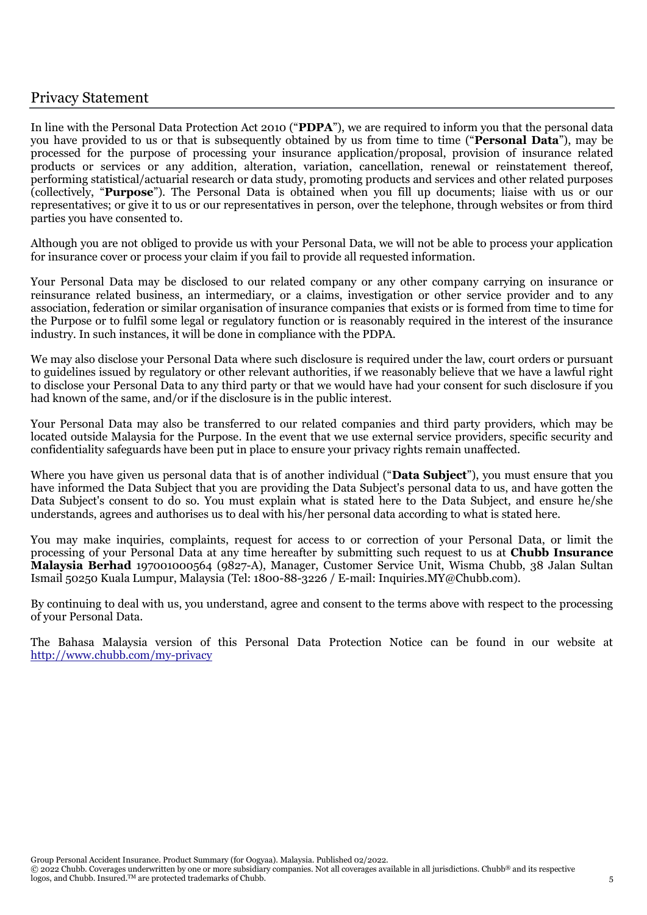## Privacy Statement

In line with the Personal Data Protection Act 2010 ("**PDPA**"), we are required to inform you that the personal data you have provided to us or that is subsequently obtained by us from time to time ("**Personal Data**"), may be processed for the purpose of processing your insurance application/proposal, provision of insurance related products or services or any addition, alteration, variation, cancellation, renewal or reinstatement thereof, performing statistical/actuarial research or data study, promoting products and services and other related purposes (collectively, "**Purpose**"). The Personal Data is obtained when you fill up documents; liaise with us or our representatives; or give it to us or our representatives in person, over the telephone, through websites or from third parties you have consented to.

Although you are not obliged to provide us with your Personal Data, we will not be able to process your application for insurance cover or process your claim if you fail to provide all requested information.

Your Personal Data may be disclosed to our related company or any other company carrying on insurance or reinsurance related business, an intermediary, or a claims, investigation or other service provider and to any association, federation or similar organisation of insurance companies that exists or is formed from time to time for the Purpose or to fulfil some legal or regulatory function or is reasonably required in the interest of the insurance industry. In such instances, it will be done in compliance with the PDPA.

We may also disclose your Personal Data where such disclosure is required under the law, court orders or pursuant to guidelines issued by regulatory or other relevant authorities, if we reasonably believe that we have a lawful right to disclose your Personal Data to any third party or that we would have had your consent for such disclosure if you had known of the same, and/or if the disclosure is in the public interest.

Your Personal Data may also be transferred to our related companies and third party providers, which may be located outside Malaysia for the Purpose. In the event that we use external service providers, specific security and confidentiality safeguards have been put in place to ensure your privacy rights remain unaffected.

Where you have given us personal data that is of another individual ("**Data Subject**"), you must ensure that you have informed the Data Subject that you are providing the Data Subject's personal data to us, and have gotten the Data Subject's consent to do so. You must explain what is stated here to the Data Subject, and ensure he/she understands, agrees and authorises us to deal with his/her personal data according to what is stated here.

You may make inquiries, complaints, request for access to or correction of your Personal Data, or limit the processing of your Personal Data at any time hereafter by submitting such request to us at **Chubb Insurance Malaysia Berhad** 197001000564 (9827-A), Manager, Customer Service Unit, Wisma Chubb, 38 Jalan Sultan Ismail 50250 Kuala Lumpur, Malaysia (Tel: 1800-88-3226 / E-mail: Inquiries.MY@Chubb.com).

By continuing to deal with us, you understand, agree and consent to the terms above with respect to the processing of your Personal Data.

The Bahasa Malaysia version of this Personal Data Protection Notice can be found in our website at [http://www.chubb.com/my-privacy](http://www.chubb.com/my-privacy)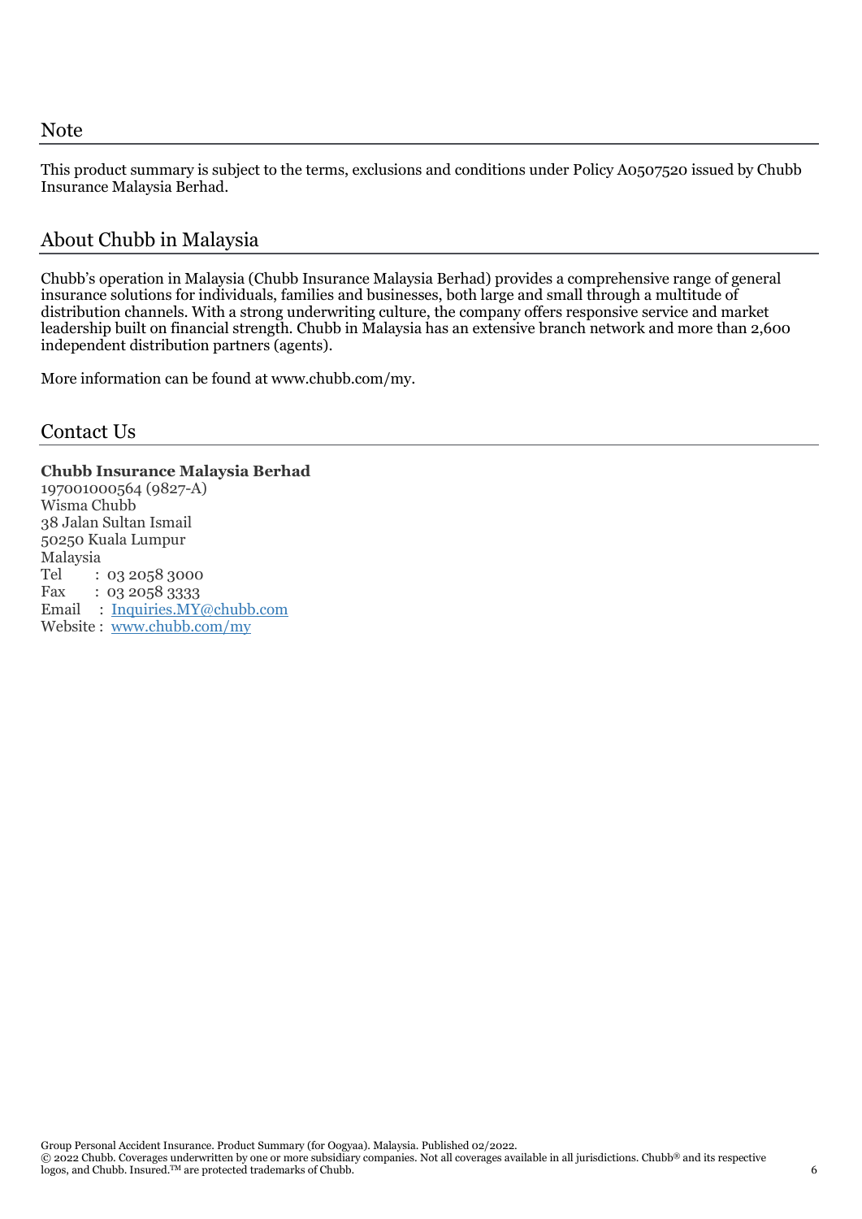## Note

This product summary is subject to the terms, exclusions and conditions under Policy A0507520 issued by Chubb Insurance Malaysia Berhad.

## About Chubb in Malaysia

Chubb's operation in Malaysia (Chubb Insurance Malaysia Berhad) provides a comprehensive range of general insurance solutions for individuals, families and businesses, both large and small through a multitude of distribution channels. With a strong underwriting culture, the company offers responsive service and market leadership built on financial strength. Chubb in Malaysia has an extensive branch network and more than 2,600 independent distribution partners (agents).

More information can be found at www.chubb.com/my.

## Contact Us

**Chubb Insurance Malaysia Berhad**
197001000564 (9827-A)
Wisma Chubb
38 Jalan Sultan Ismail
50250 Kuala Lumpur
Malaysia
Tel : 03 2058 3000
Fax : 03 2058 3333
Email : Inquiries.MY@chubb.com
Website : www.chubb.com/my

Group Personal Accident Insurance. Product Summary (for Oogyaa). Malaysia. Published 02/2022.
© 2022 Chubb. Coverages underwritten by one or more subsidiary companies. Not all coverages available in all jurisdictions. Chubb® and its respective logos, and Chubb. Insured.™ are protected trademarks of Chubb.